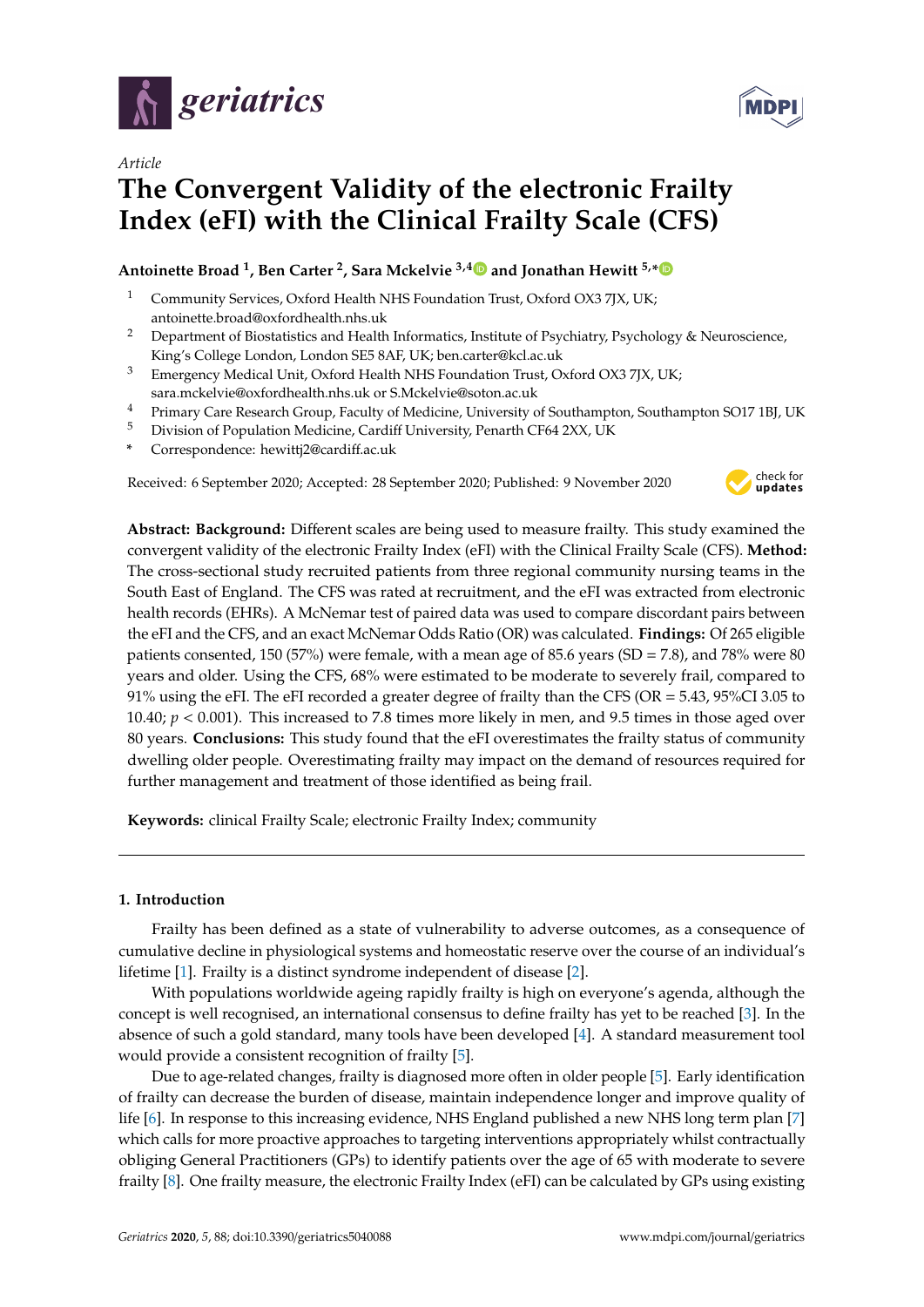*Article*

# The Convergent Validity of the electronic Frailty Index (eFI) with the Clinical Frailty Scale (CFS)

**Antoinette Broad [1], Ben Carter [2], Sara Mckelvie [3,4] and Jonathan Hewitt [5,*]**

1. Community Services, Oxford Health NHS Foundation Trust, Oxford OX3 7JX, UK; antoinette.broad@oxfordhealth.nhs.uk
2. Department of Biostatistics and Health Informatics, Institute of Psychiatry, Psychology & Neuroscience, King's College London, London SE5 8AF, UK; ben.carter@kcl.ac.uk
3. Emergency Medical Unit, Oxford Health NHS Foundation Trust, Oxford OX3 7JX, UK; sara.mckelvie@oxfordhealth.nhs.uk or S.Mckelvie@soton.ac.uk
4. Primary Care Research Group, Faculty of Medicine, University of Southampton, Southampton SO17 1BJ, UK
5. Division of Population Medicine, Cardiff University, Penarth CF64 2XX, UK

\* Correspondence: hewittj2@cardiff.ac.uk

Received: 6 September 2020; Accepted: 28 September 2020; Published: 9 November 2020

**Abstract: Background:** Different scales are being used to measure frailty. This study examined the convergent validity of the electronic Frailty Index (eFI) with the Clinical Frailty Scale (CFS). **Method:** The cross-sectional study recruited patients from three regional community nursing teams in the South East of England. The CFS was rated at recruitment, and the eFI was extracted from electronic health records (EHRs). A McNemar test of paired data was used to compare discordant pairs between the eFI and the CFS, and an exact McNemar Odds Ratio (OR) was calculated. **Findings:** Of 265 eligible patients consented, 150 (57%) were female, with a mean age of 85.6 years (SD = 7.8), and 78% were 80 years and older. Using the CFS, 68% were estimated to be moderate to severely frail, compared to 91% using the eFI. The eFI recorded a greater degree of frailty than the CFS (OR = 5.43, 95%CI 3.05 to 10.40; $p < 0.001$). This increased to 7.8 times more likely in men, and 9.5 times in those aged over 80 years. **Conclusions:** This study found that the eFI overestimates the frailty status of community dwelling older people. Overestimating frailty may impact on the demand of resources required for further management and treatment of those identified as being frail.

**Keywords:** clinical Frailty Scale; electronic Frailty Index; community

## 1. Introduction

Frailty has been defined as a state of vulnerability to adverse outcomes, as a consequence of cumulative decline in physiological systems and homeostatic reserve over the course of an individual's lifetime [1]. Frailty is a distinct syndrome independent of disease [2].

With populations worldwide ageing rapidly frailty is high on everyone's agenda, although the concept is well recognised, an international consensus to define frailty has yet to be reached [3]. In the absence of such a gold standard, many tools have been developed [4]. A standard measurement tool would provide a consistent recognition of frailty [5].

Due to age-related changes, frailty is diagnosed more often in older people [5]. Early identification of frailty can decrease the burden of disease, maintain independence longer and improve quality of life [6]. In response to this increasing evidence, NHS England published a new NHS long term plan [7] which calls for more proactive approaches to targeting interventions appropriately whilst contractually obliging General Practitioners (GPs) to identify patients over the age of 65 with moderate to severe frailty [8]. One frailty measure, the electronic Frailty Index (eFI) can be calculated by GPs using existing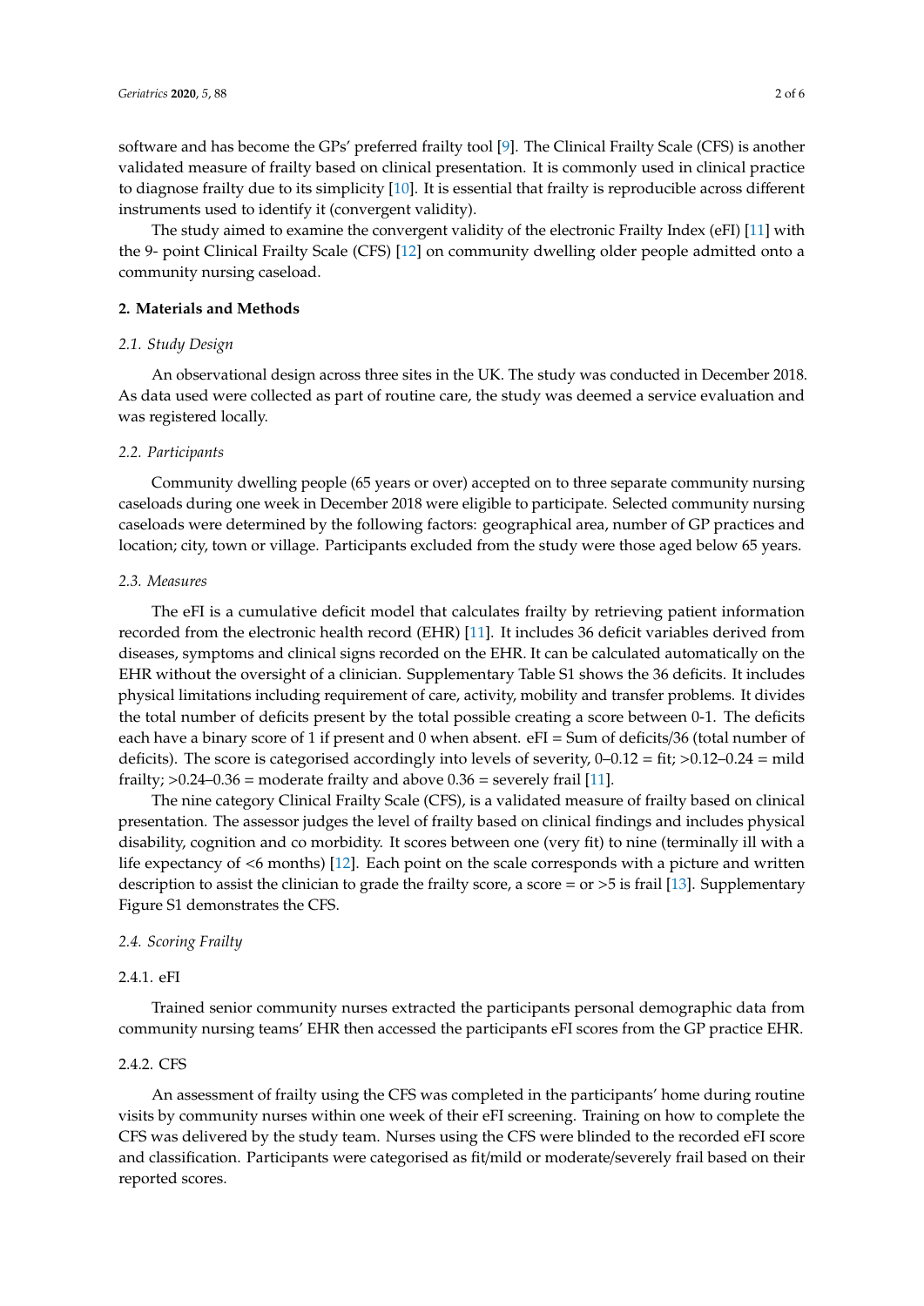software and has become the GPs' preferred frailty tool [9]. The Clinical Frailty Scale (CFS) is another validated measure of frailty based on clinical presentation. It is commonly used in clinical practice to diagnose frailty due to its simplicity [10]. It is essential that frailty is reproducible across different instruments used to identify it (convergent validity).

The study aimed to examine the convergent validity of the electronic Frailty Index (eFI) [11] with the 9- point Clinical Frailty Scale (CFS) [12] on community dwelling older people admitted onto a community nursing caseload.

## 2. Materials and Methods

### *2.1. Study Design*

An observational design across three sites in the UK. The study was conducted in December 2018. As data used were collected as part of routine care, the study was deemed a service evaluation and was registered locally.

### *2.2. Participants*

Community dwelling people (65 years or over) accepted on to three separate community nursing caseloads during one week in December 2018 were eligible to participate. Selected community nursing caseloads were determined by the following factors: geographical area, number of GP practices and location; city, town or village. Participants excluded from the study were those aged below 65 years.

### *2.3. Measures*

The eFI is a cumulative deficit model that calculates frailty by retrieving patient information recorded from the electronic health record (EHR) [11]. It includes 36 deficit variables derived from diseases, symptoms and clinical signs recorded on the EHR. It can be calculated automatically on the EHR without the oversight of a clinician. Supplementary Table S1 shows the 36 deficits. It includes physical limitations including requirement of care, activity, mobility and transfer problems. It divides the total number of deficits present by the total possible creating a score between 0-1. The deficits each have a binary score of 1 if present and 0 when absent. eFI = Sum of deficits/36 (total number of deficits). The score is categorised accordingly into levels of severity, 0–0.12 = fit; >0.12–0.24 = mild frailty; >0.24–0.36 = moderate frailty and above 0.36 = severely frail [11].

The nine category Clinical Frailty Scale (CFS), is a validated measure of frailty based on clinical presentation. The assessor judges the level of frailty based on clinical findings and includes physical disability, cognition and co morbidity. It scores between one (very fit) to nine (terminally ill with a life expectancy of <6 months) [12]. Each point on the scale corresponds with a picture and written description to assist the clinician to grade the frailty score, a score = or >5 is frail [13]. Supplementary Figure S1 demonstrates the CFS.

### *2.4. Scoring Frailty*

#### 2.4.1. eFI

Trained senior community nurses extracted the participants personal demographic data from community nursing teams' EHR then accessed the participants eFI scores from the GP practice EHR.

#### 2.4.2. CFS

An assessment of frailty using the CFS was completed in the participants' home during routine visits by community nurses within one week of their eFI screening. Training on how to complete the CFS was delivered by the study team. Nurses using the CFS were blinded to the recorded eFI score and classification. Participants were categorised as fit/mild or moderate/severely frail based on their reported scores.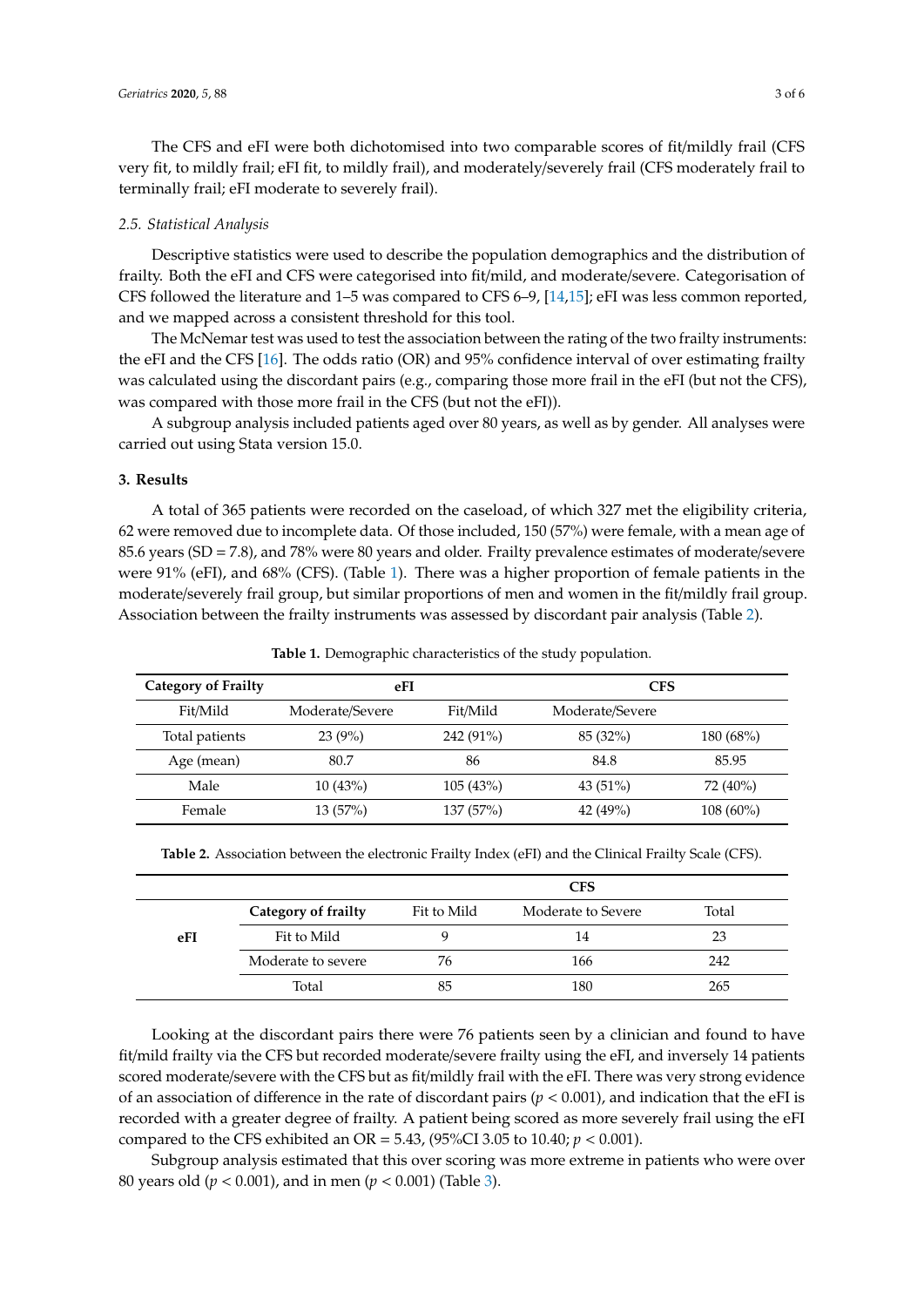The CFS and eFI were both dichotomised into two comparable scores of fit/mildly frail (CFS very fit, to mildly frail; eFI fit, to mildly frail), and moderately/severely frail (CFS moderately frail to terminally frail; eFI moderate to severely frail).

### *2.5. Statistical Analysis*

Descriptive statistics were used to describe the population demographics and the distribution of frailty. Both the eFI and CFS were categorised into fit/mild, and moderate/severe. Categorisation of CFS followed the literature and 1–5 was compared to CFS 6–9, [14,15]; eFI was less common reported, and we mapped across a consistent threshold for this tool.

The McNemar test was used to test the association between the rating of the two frailty instruments: the eFI and the CFS [16]. The odds ratio (OR) and 95% confidence interval of over estimating frailty was calculated using the discordant pairs (e.g., comparing those more frail in the eFI (but not the CFS), was compared with those more frail in the CFS (but not the eFI)).

A subgroup analysis included patients aged over 80 years, as well as by gender. All analyses were carried out using Stata version 15.0.

## 3. Results

A total of 365 patients were recorded on the caseload, of which 327 met the eligibility criteria, 62 were removed due to incomplete data. Of those included, 150 (57%) were female, with a mean age of 85.6 years (SD = 7.8), and 78% were 80 years and older. Frailty prevalence estimates of moderate/severe were 91% (eFI), and 68% (CFS). (Table 1). There was a higher proportion of female patients in the moderate/severely frail group, but similar proportions of men and women in the fit/mildly frail group. Association between the frailty instruments was assessed by discordant pair analysis (Table 2).

**Table 1.** Demographic characteristics of the study population.

| Category of Frailty | eFI | | CFS | |
|---|---|---|---|---|
| Fit/Mild | Moderate/Severe | Fit/Mild | Moderate/Severe | |
| Total patients | 23 (9%) | 242 (91%) | 85 (32%) | 180 (68%) |
| Age (mean) | 80.7 | 86 | 84.8 | 85.95 |
| Male | 10 (43%) | 105 (43%) | 43 (51%) | 72 (40%) |
| Female | 13 (57%) | 137 (57%) | 42 (49%) | 108 (60%) |

**Table 2.** Association between the electronic Frailty Index (eFI) and the Clinical Frailty Scale (CFS).

| | | CFS | | |
|---|---|---|---|---|
| | **Category of frailty** | Fit to Mild | Moderate to Severe | Total |
| **eFI** | Fit to Mild | 9 | 14 | 23 |
| | Moderate to severe | 76 | 166 | 242 |
| | Total | 85 | 180 | 265 |

Looking at the discordant pairs there were 76 patients seen by a clinician and found to have fit/mild frailty via the CFS but recorded moderate/severe frailty using the eFI, and inversely 14 patients scored moderate/severe with the CFS but as fit/mildly frail with the eFI. There was very strong evidence of an association of difference in the rate of discordant pairs ($p < 0.001$), and indication that the eFI is recorded with a greater degree of frailty. A patient being scored as more severely frail using the eFI compared to the CFS exhibited an OR = 5.43, (95%CI 3.05 to 10.40; $p < 0.001$).

Subgroup analysis estimated that this over scoring was more extreme in patients who were over 80 years old ($p < 0.001$), and in men ($p < 0.001$) (Table 3).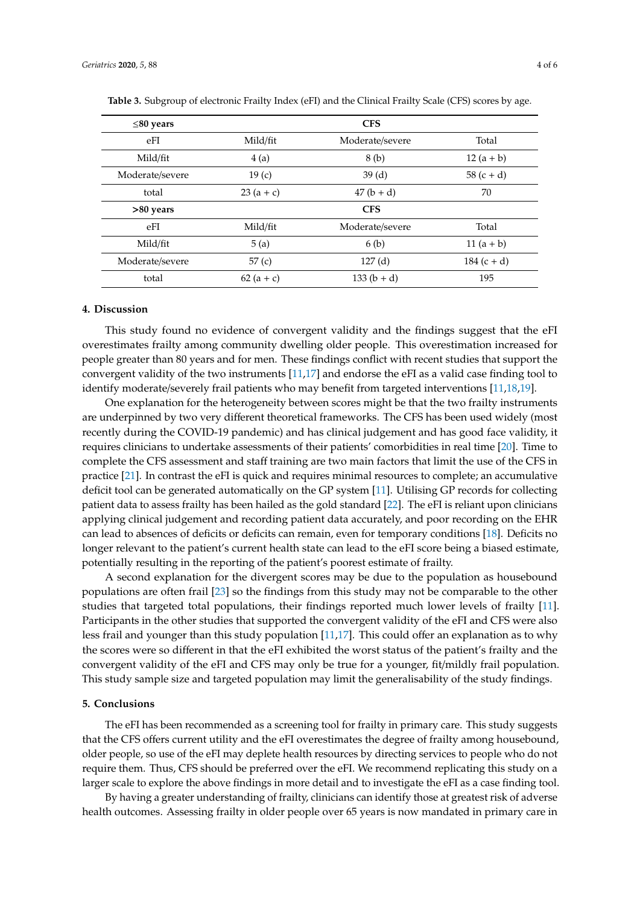**Table 3.** Subgroup of electronic Frailty Index (eFI) and the Clinical Frailty Scale (CFS) scores by age.

| **≤80 years** | | **CFS** | |
|---|---|---|---|
| eFI | Mild/fit | Moderate/severe | Total |
| Mild/fit | 4 (a) | 8 (b) | 12 (a + b) |
| Moderate/severe | 19 (c) | 39 (d) | 58 (c + d) |
| total | 23 (a + c) | 47 (b + d) | 70 |
| **>80 years** | | **CFS** | |
| eFI | Mild/fit | Moderate/severe | Total |
| Mild/fit | 5 (a) | 6 (b) | 11 (a + b) |
| Moderate/severe | 57 (c) | 127 (d) | 184 (c + d) |
| total | 62 (a + c) | 133 (b + d) | 195 |

## 4. Discussion

This study found no evidence of convergent validity and the findings suggest that the eFI overestimates frailty among community dwelling older people. This overestimation increased for people greater than 80 years and for men. These findings conflict with recent studies that support the convergent validity of the two instruments [11,17] and endorse the eFI as a valid case finding tool to identify moderate/severely frail patients who may benefit from targeted interventions [11,18,19].

One explanation for the heterogeneity between scores might be that the two frailty instruments are underpinned by two very different theoretical frameworks. The CFS has been used widely (most recently during the COVID-19 pandemic) and has clinical judgement and has good face validity, it requires clinicians to undertake assessments of their patients' comorbidities in real time [20]. Time to complete the CFS assessment and staff training are two main factors that limit the use of the CFS in practice [21]. In contrast the eFI is quick and requires minimal resources to complete; an accumulative deficit tool can be generated automatically on the GP system [11]. Utilising GP records for collecting patient data to assess frailty has been hailed as the gold standard [22]. The eFI is reliant upon clinicians applying clinical judgement and recording patient data accurately, and poor recording on the EHR can lead to absences of deficits or deficits can remain, even for temporary conditions [18]. Deficits no longer relevant to the patient's current health state can lead to the eFI score being a biased estimate, potentially resulting in the reporting of the patient's poorest estimate of frailty.

A second explanation for the divergent scores may be due to the population as housebound populations are often frail [23] so the findings from this study may not be comparable to the other studies that targeted total populations, their findings reported much lower levels of frailty [11]. Participants in the other studies that supported the convergent validity of the eFI and CFS were also less frail and younger than this study population [11,17]. This could offer an explanation as to why the scores were so different in that the eFI exhibited the worst status of the patient's frailty and the convergent validity of the eFI and CFS may only be true for a younger, fit/mildly frail population. This study sample size and targeted population may limit the generalisability of the study findings.

## 5. Conclusions

The eFI has been recommended as a screening tool for frailty in primary care. This study suggests that the CFS offers current utility and the eFI overestimates the degree of frailty among housebound, older people, so use of the eFI may deplete health resources by directing services to people who do not require them. Thus, CFS should be preferred over the eFI. We recommend replicating this study on a larger scale to explore the above findings in more detail and to investigate the eFI as a case finding tool.

By having a greater understanding of frailty, clinicians can identify those at greatest risk of adverse health outcomes. Assessing frailty in older people over 65 years is now mandated in primary care in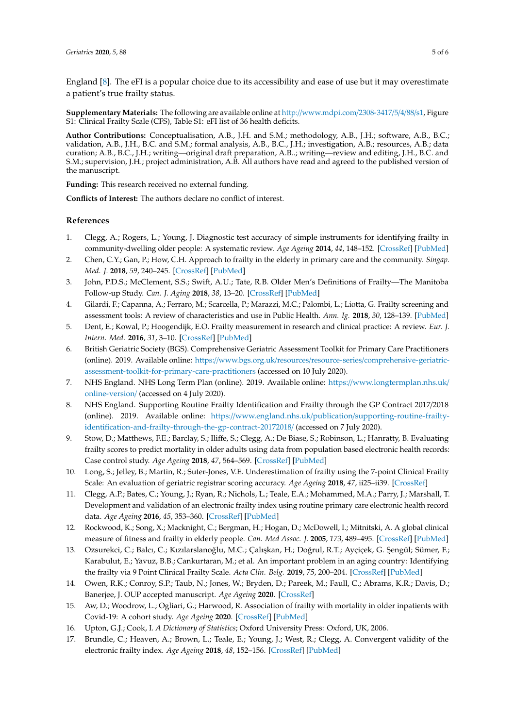England [8]. The eFI is a popular choice due to its accessibility and ease of use but it may overestimate a patient's true frailty status.

**Supplementary Materials:** The following are available online at http://www.mdpi.com/2308-3417/5/4/88/s1, Figure S1: Clinical Frailty Scale (CFS), Table S1: eFI list of 36 health deficits.

**Author Contributions:** Conceptualisation, A.B., J.H. and S.M.; methodology, A.B., J.H.; software, A.B., B.C.; validation, A.B., J.H., B.C. and S.M.; formal analysis, A.B., B.C., J.H.; investigation, A.B.; resources, A.B.; data curation; A.B., B.C., J.H.; writing—original draft preparation, A.B..; writing—review and editing, J.H., B.C. and S.M.; supervision, J.H.; project administration, A.B. All authors have read and agreed to the published version of the manuscript.

**Funding:** This research received no external funding.

**Conflicts of Interest:** The authors declare no conflict of interest.

## References

1. Clegg, A.; Rogers, L.; Young, J. Diagnostic test accuracy of simple instruments for identifying frailty in community-dwelling older people: A systematic review. *Age Ageing* **2014**, *44*, 148–152. [CrossRef] [PubMed]
2. Chen, C.Y.; Gan, P.; How, C.H. Approach to frailty in the elderly in primary care and the community. *Singap. Med. J.* **2018**, *59*, 240–245. [CrossRef] [PubMed]
3. John, P.D.S.; McClement, S.S.; Swift, A.U.; Tate, R.B. Older Men's Definitions of Frailty—The Manitoba Follow-up Study. *Can. J. Aging* **2018**, *38*, 13–20. [CrossRef] [PubMed]
4. Gilardi, F.; Capanna, A.; Ferraro, M.; Scarcella, P.; Marazzi, M.C.; Palombi, L.; Liotta, G. Frailty screening and assessment tools: A review of characteristics and use in Public Health. *Ann. Ig.* **2018**, *30*, 128–139. [PubMed]
5. Dent, E.; Kowal, P.; Hoogendijk, E.O. Frailty measurement in research and clinical practice: A review. *Eur. J. Intern. Med.* **2016**, *31*, 3–10. [CrossRef] [PubMed]
6. British Geriatric Society (BGS). Comprehensive Geriatric Assessment Toolkit for Primary Care Practitioners (online). 2019. Available online: https://www.bgs.org.uk/resources/resource-series/comprehensive-geriatric-assessment-toolkit-for-primary-care-practitioners (accessed on 10 July 2020).
7. NHS England. NHS Long Term Plan (online). 2019. Available online: https://www.longtermplan.nhs.uk/online-version/ (accessed on 4 July 2020).
8. NHS England. Supporting Routine Frailty Identification and Frailty through the GP Contract 2017/2018 (online). 2019. Available online: https://www.england.nhs.uk/publication/supporting-routine-frailty-identification-and-frailty-through-the-gp-contract-20172018/ (accessed on 7 July 2020).
9. Stow, D.; Matthews, F.E.; Barclay, S.; Iliffe, S.; Clegg, A.; De Biase, S.; Robinson, L.; Hanratty, B. Evaluating frailty scores to predict mortality in older adults using data from population based electronic health records: Case control study. *Age Ageing* **2018**, *47*, 564–569. [CrossRef] [PubMed]
10. Long, S.; Jelley, B.; Martin, R.; Suter-Jones, V.E. Underestimation of frailty using the 7-point Clinical Frailty Scale: An evaluation of geriatric registrar scoring accuracy. *Age Ageing* **2018**, *47*, ii25–ii39. [CrossRef]
11. Clegg, A.P.; Bates, C.; Young, J.; Ryan, R.; Nichols, L.; Teale, E.A.; Mohammed, M.A.; Parry, J.; Marshall, T. Development and validation of an electronic frailty index using routine primary care electronic health record data. *Age Ageing* **2016**, *45*, 353–360. [CrossRef] [PubMed]
12. Rockwood, K.; Song, X.; Macknight, C.; Bergman, H.; Hogan, D.; McDowell, I.; Mitnitski, A. A global clinical measure of fitness and frailty in elderly people. *Can. Med Assoc. J.* **2005**, *173*, 489–495. [CrossRef] [PubMed]
13. Ozsurekci, C.; Balcı, C.; Kızılarslanoğlu, M.C.; Çalışkan, H.; Doğrul, R.T.; Ayçiçek, G. Şengül; Sümer, F.; Karabulut, E.; Yavuz, B.B.; Cankurtaran, M.; et al. An important problem in an aging country: Identifying the frailty via 9 Point Clinical Frailty Scale. *Acta Clin. Belg.* **2019**, *75*, 200–204. [CrossRef] [PubMed]
14. Owen, R.K.; Conroy, S.P.; Taub, N.; Jones, W.; Bryden, D.; Pareek, M.; Faull, C.; Abrams, K.R.; Davis, D.; Banerjee, J. OUP accepted manuscript. *Age Ageing* **2020**. [CrossRef]
15. Aw, D.; Woodrow, L.; Ogliari, G.; Harwood, R. Association of frailty with mortality in older inpatients with Covid-19: A cohort study. *Age Ageing* **2020**. [CrossRef] [PubMed]
16. Upton, G.J.; Cook, I. *A Dictionary of Statistics*; Oxford University Press: Oxford, UK, 2006.
17. Brundle, C.; Heaven, A.; Brown, L.; Teale, E.; Young, J.; West, R.; Clegg, A. Convergent validity of the electronic frailty index. *Age Ageing* **2018**, *48*, 152–156. [CrossRef] [PubMed]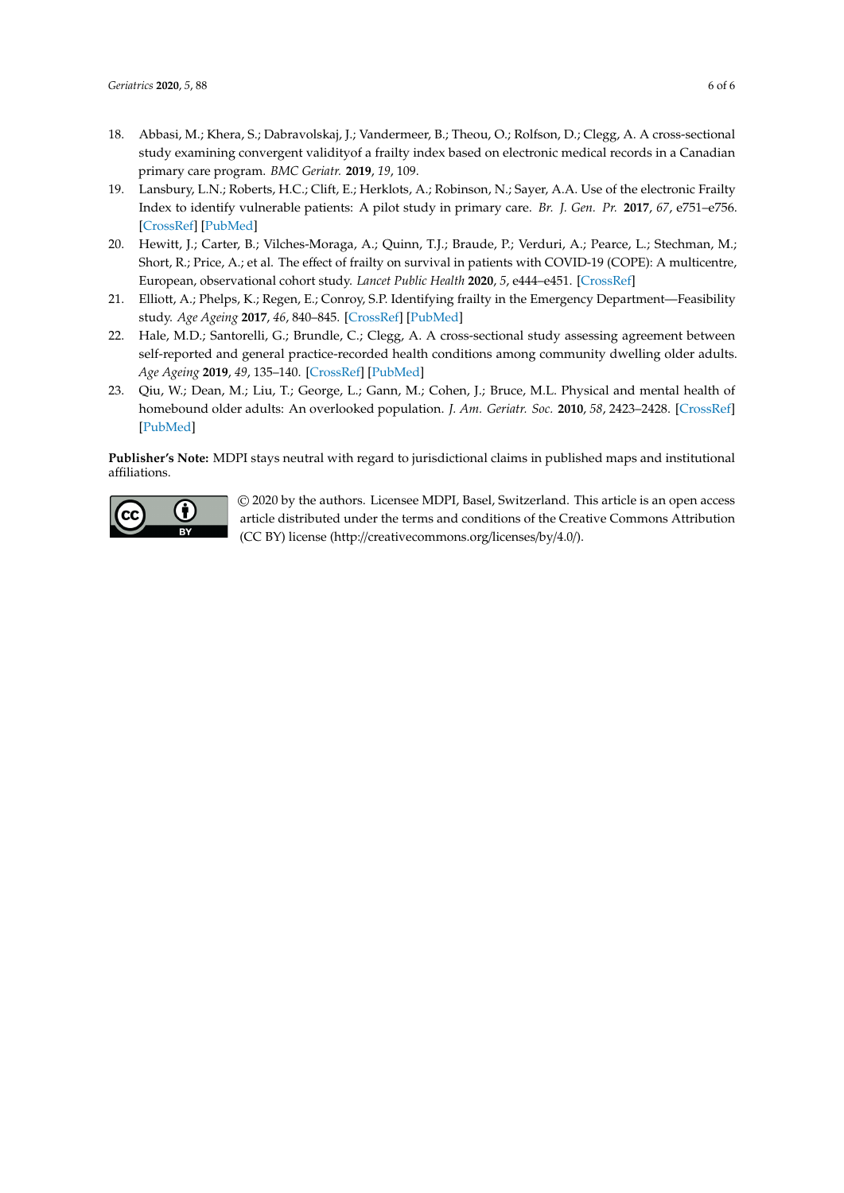18. Abbasi, M.; Khera, S.; Dabravolskaj, J.; Vandermeer, B.; Theou, O.; Rolfson, D.; Clegg, A. A cross-sectional study examining convergent validityof a frailty index based on electronic medical records in a Canadian primary care program. *BMC Geriatr.* **2019**, *19*, 109.
19. Lansbury, L.N.; Roberts, H.C.; Clift, E.; Herklots, A.; Robinson, N.; Sayer, A.A. Use of the electronic Frailty Index to identify vulnerable patients: A pilot study in primary care. *Br. J. Gen. Pr.* **2017**, *67*, e751–e756. [CrossRef] [PubMed]
20. Hewitt, J.; Carter, B.; Vilches-Moraga, A.; Quinn, T.J.; Braude, P.; Verduri, A.; Pearce, L.; Stechman, M.; Short, R.; Price, A.; et al. The effect of frailty on survival in patients with COVID-19 (COPE): A multicentre, European, observational cohort study. *Lancet Public Health* **2020**, *5*, e444–e451. [CrossRef]
21. Elliott, A.; Phelps, K.; Regen, E.; Conroy, S.P. Identifying frailty in the Emergency Department—Feasibility study. *Age Ageing* **2017**, *46*, 840–845. [CrossRef] [PubMed]
22. Hale, M.D.; Santorelli, G.; Brundle, C.; Clegg, A. A cross-sectional study assessing agreement between self-reported and general practice-recorded health conditions among community dwelling older adults. *Age Ageing* **2019**, *49*, 135–140. [CrossRef] [PubMed]
23. Qiu, W.; Dean, M.; Liu, T.; George, L.; Gann, M.; Cohen, J.; Bruce, M.L. Physical and mental health of homebound older adults: An overlooked population. *J. Am. Geriatr. Soc.* **2010**, *58*, 2423–2428. [CrossRef] [PubMed]

**Publisher's Note:** MDPI stays neutral with regard to jurisdictional claims in published maps and institutional affiliations.

© 2020 by the authors. Licensee MDPI, Basel, Switzerland. This article is an open access article distributed under the terms and conditions of the Creative Commons Attribution (CC BY) license (http://creativecommons.org/licenses/by/4.0/).